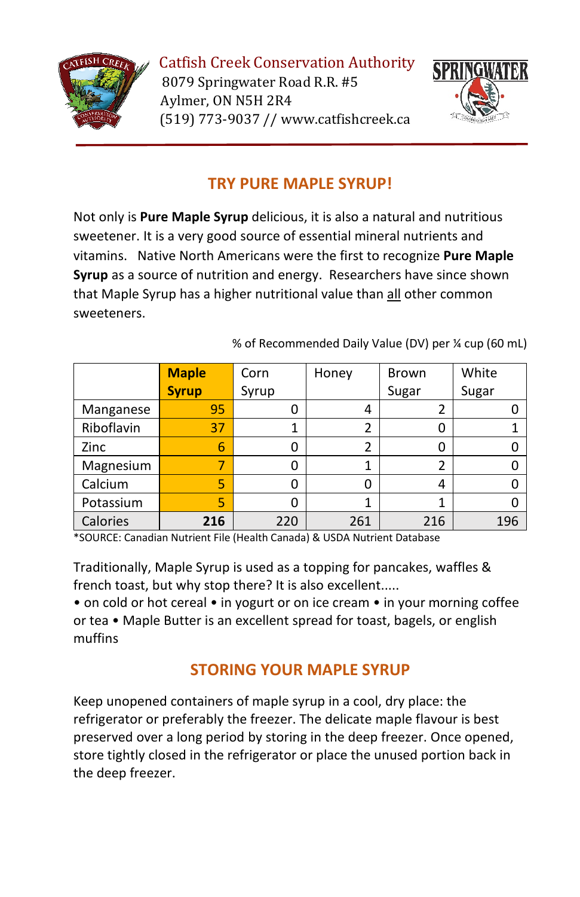Catfish Creek Conservation Authority
8079 Springwater Road R.R. #5
Aylmer, ON N5H 2R4
(519) 773-9037 // www.catfishcreek.ca

## TRY PURE MAPLE SYRUP!

Not only is **Pure Maple Syrup** delicious, it is also a natural and nutritious sweetener. It is a very good source of essential mineral nutrients and vitamins. Native North Americans were the first to recognize **Pure Maple Syrup** as a source of nutrition and energy. Researchers have since shown that Maple Syrup has a higher nutritional value than <u>all</u> other common sweeteners.

% of Recommended Daily Value (DV) per ¼ cup (60 mL)

| | **Maple Syrup** | Corn Syrup | Honey | Brown Sugar | White Sugar |
|---|---|---|---|---|---|
| Manganese | 95 | 0 | 4 | 2 | 0 |
| Riboflavin | 37 | 1 | 2 | 0 | 1 |
| Zinc | 6 | 0 | 2 | 0 | 0 |
| Magnesium | 7 | 0 | 1 | 2 | 0 |
| Calcium | 5 | 0 | 0 | 4 | 0 |
| Potassium | 5 | 0 | 1 | 1 | 0 |
| Calories | **216** | 220 | 261 | 216 | 196 |

*SOURCE: Canadian Nutrient File (Health Canada) & USDA Nutrient Database

Traditionally, Maple Syrup is used as a topping for pancakes, waffles & french toast, but why stop there? It is also excellent.....
• on cold or hot cereal • in yogurt or on ice cream • in your morning coffee or tea • Maple Butter is an excellent spread for toast, bagels, or english muffins

## STORING YOUR MAPLE SYRUP

Keep unopened containers of maple syrup in a cool, dry place: the refrigerator or preferably the freezer. The delicate maple flavour is best preserved over a long period by storing in the deep freezer. Once opened, store tightly closed in the refrigerator or place the unused portion back in the deep freezer.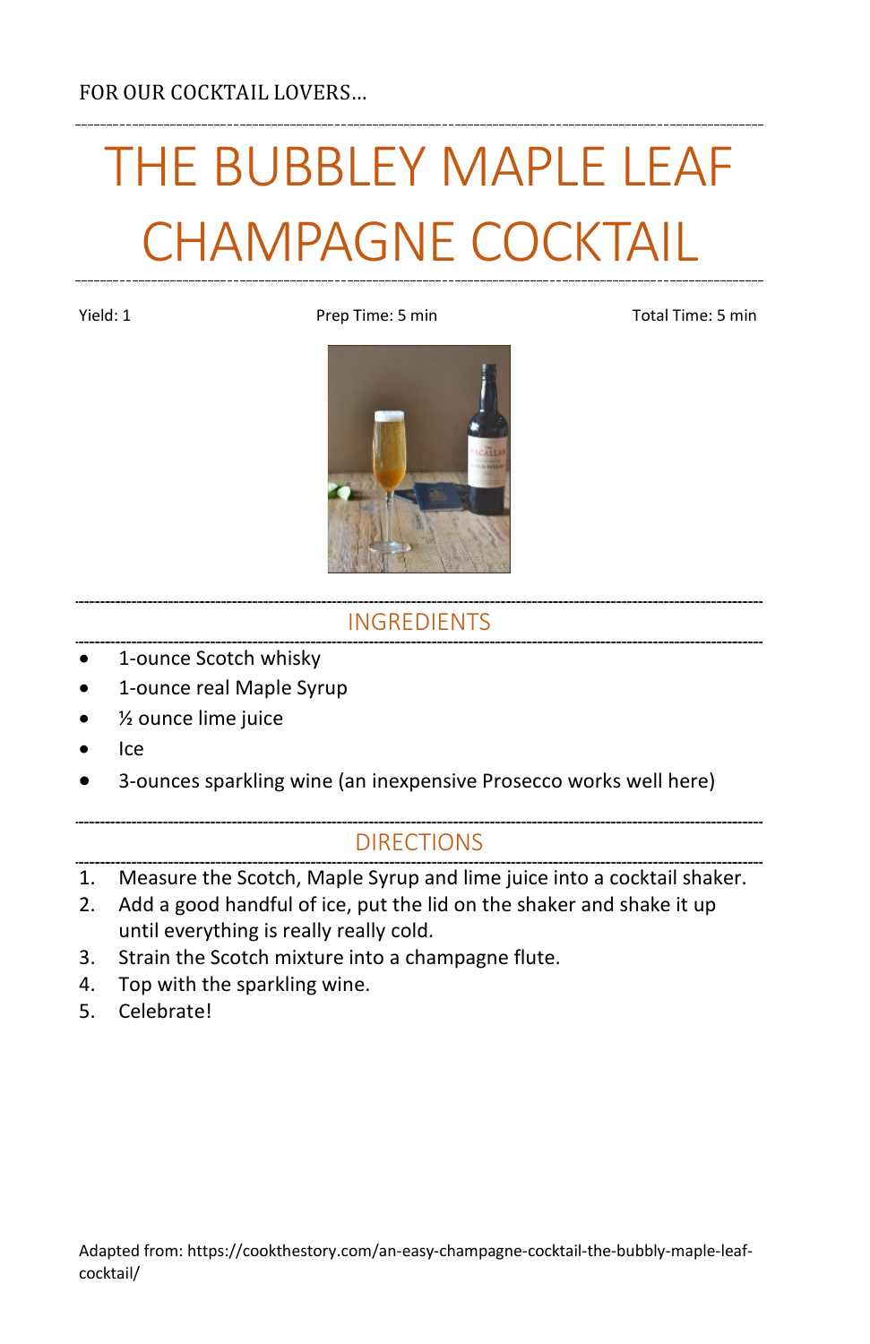FOR OUR COCKTAIL LOVERS…

# THE BUBBLEY MAPLE LEAF CHAMPAGNE COCKTAIL

Yield: 1 | Prep Time: 5 min | Total Time: 5 min

## INGREDIENTS

- 1-ounce Scotch whisky
- 1-ounce real Maple Syrup
- ½ ounce lime juice
- Ice
- 3-ounces sparkling wine (an inexpensive Prosecco works well here)

## DIRECTIONS

1. Measure the Scotch, Maple Syrup and lime juice into a cocktail shaker.
2. Add a good handful of ice, put the lid on the shaker and shake it up until everything is really really cold.
3. Strain the Scotch mixture into a champagne flute.
4. Top with the sparkling wine.
5. Celebrate!

Adapted from: https://cookthestory.com/an-easy-champagne-cocktail-the-bubbly-maple-leaf-cocktail/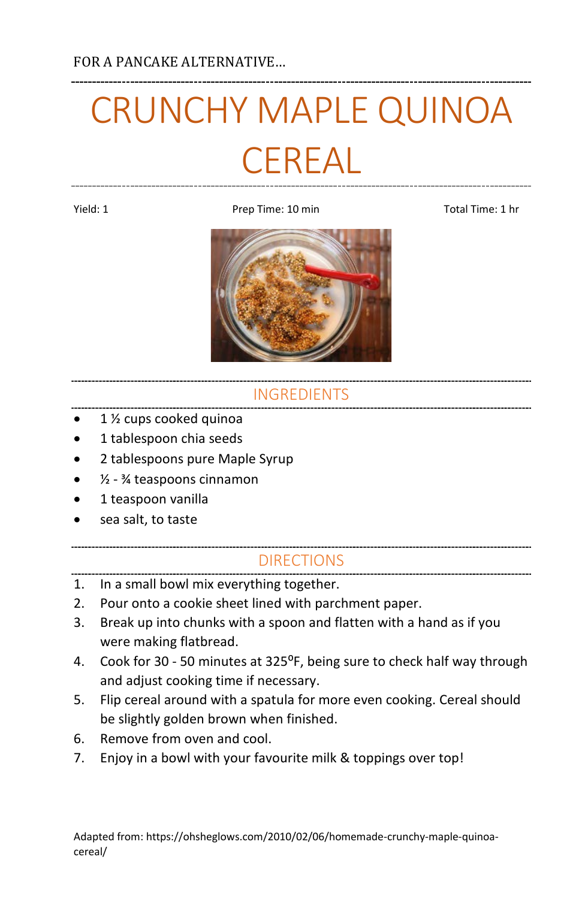FOR A PANCAKE ALTERNATIVE…

# CRUNCHY MAPLE QUINOA CEREAL

Yield: 1 Prep Time: 10 min Total Time: 1 hr

## INGREDIENTS

- 1 ½ cups cooked quinoa
- 1 tablespoon chia seeds
- 2 tablespoons pure Maple Syrup
- ½ - ¾ teaspoons cinnamon
- 1 teaspoon vanilla
- sea salt, to taste

## DIRECTIONS

1. In a small bowl mix everything together.
2. Pour onto a cookie sheet lined with parchment paper.
3. Break up into chunks with a spoon and flatten with a hand as if you were making flatbread.
4. Cook for 30 - 50 minutes at 325°F, being sure to check half way through and adjust cooking time if necessary.
5. Flip cereal around with a spatula for more even cooking. Cereal should be slightly golden brown when finished.
6. Remove from oven and cool.
7. Enjoy in a bowl with your favourite milk & toppings over top!

Adapted from: https://ohsheglows.com/2010/02/06/homemade-crunchy-maple-quinoa-cereal/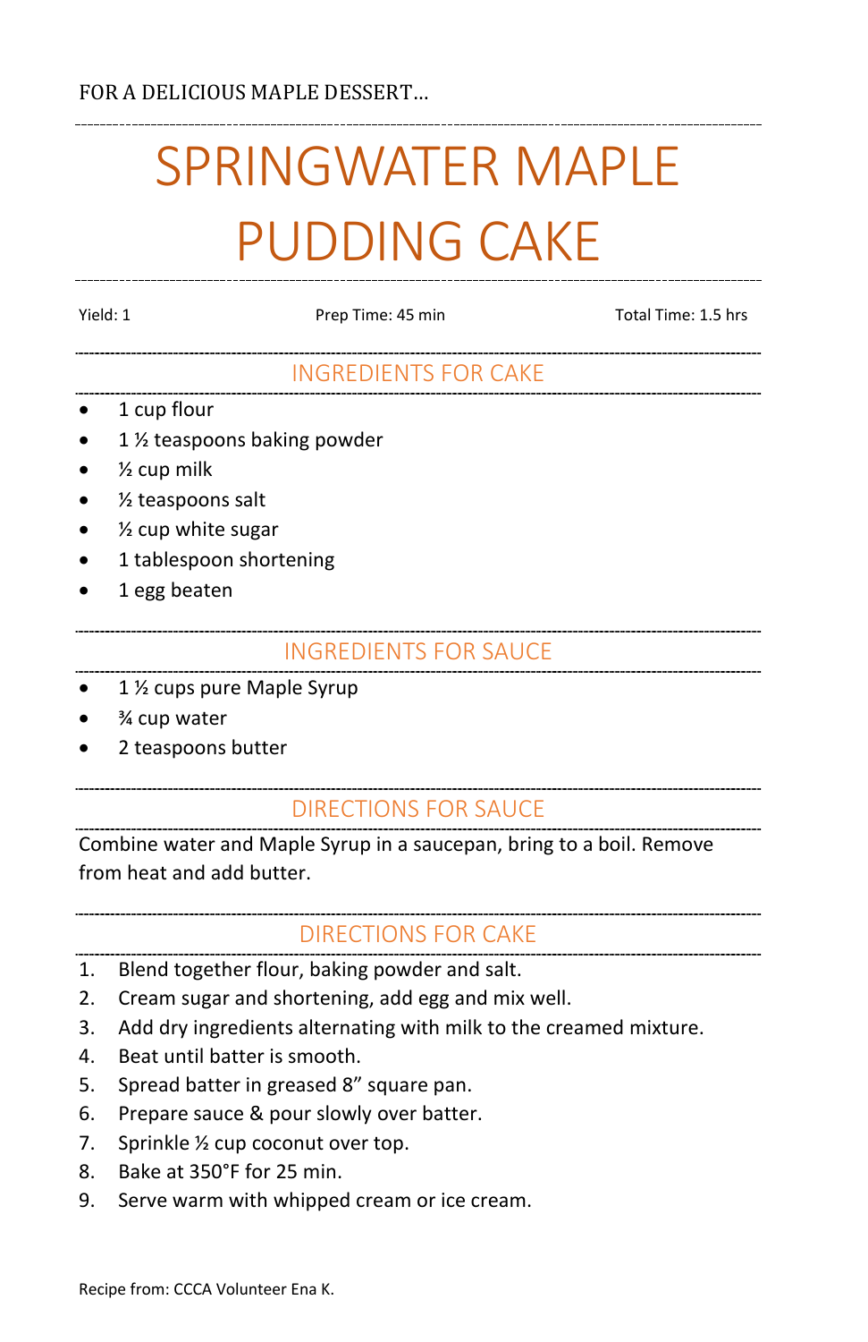FOR A DELICIOUS MAPLE DESSERT…

# SPRINGWATER MAPLE PUDDING CAKE

Yield: 1 | Prep Time: 45 min | Total Time: 1.5 hrs

## INGREDIENTS FOR CAKE

- 1 cup flour
- 1 ½ teaspoons baking powder
- ½ cup milk
- ½ teaspoons salt
- ½ cup white sugar
- 1 tablespoon shortening
- 1 egg beaten

## INGREDIENTS FOR SAUCE

- 1 ½ cups pure Maple Syrup
- ¾ cup water
- 2 teaspoons butter

## DIRECTIONS FOR SAUCE

Combine water and Maple Syrup in a saucepan, bring to a boil. Remove from heat and add butter.

## DIRECTIONS FOR CAKE

1. Blend together flour, baking powder and salt.
2. Cream sugar and shortening, add egg and mix well.
3. Add dry ingredients alternating with milk to the creamed mixture.
4. Beat until batter is smooth.
5. Spread batter in greased 8” square pan.
6. Prepare sauce & pour slowly over batter.
7. Sprinkle ½ cup coconut over top.
8. Bake at 350°F for 25 min.
9. Serve warm with whipped cream or ice cream.

Recipe from: CCCA Volunteer Ena K.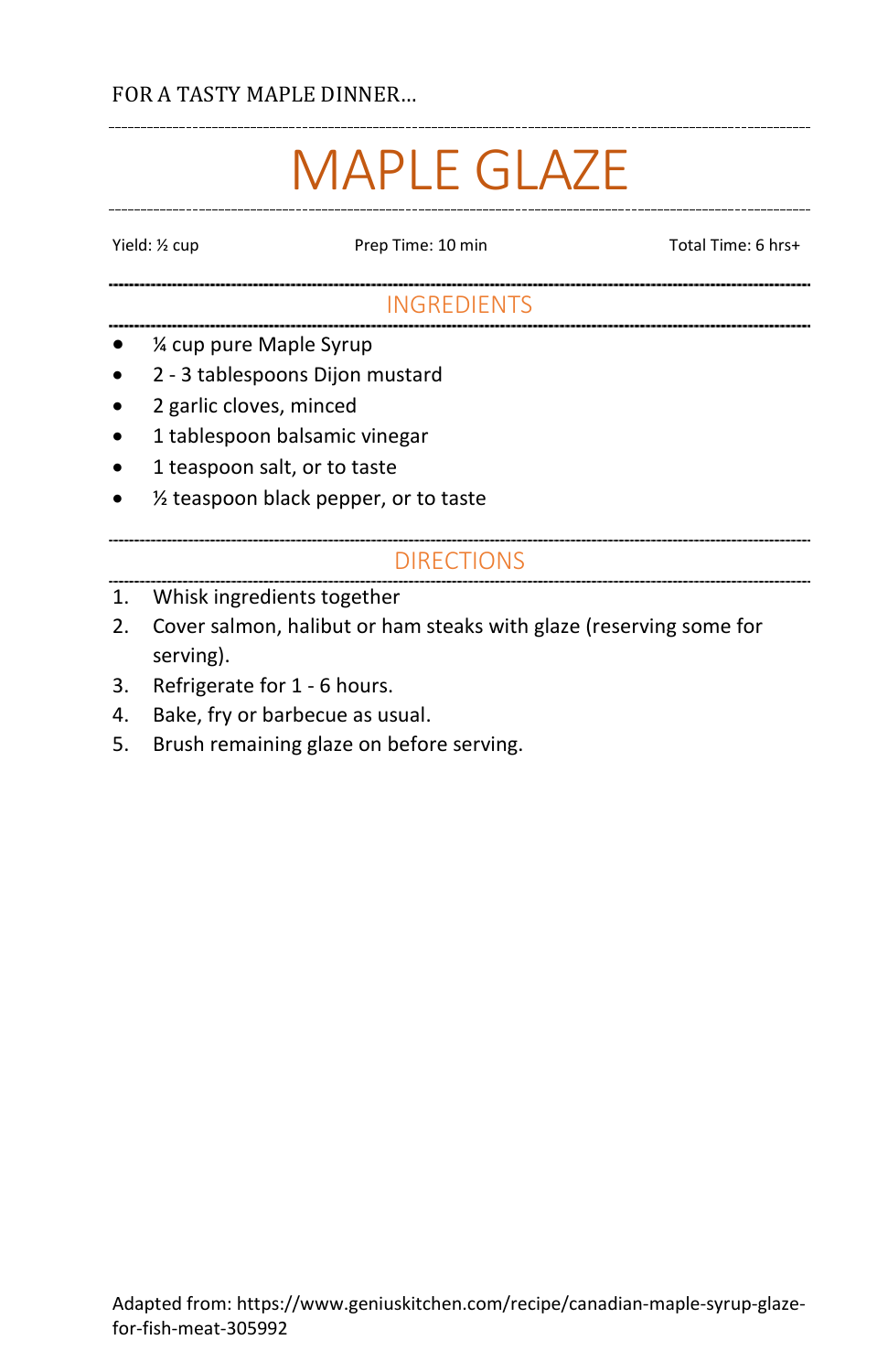FOR A TASTY MAPLE DINNER…

# MAPLE GLAZE

Yield: ½ cup | Prep Time: 10 min | Total Time: 6 hrs+

## INGREDIENTS

- ¼ cup pure Maple Syrup
- 2 - 3 tablespoons Dijon mustard
- 2 garlic cloves, minced
- 1 tablespoon balsamic vinegar
- 1 teaspoon salt, or to taste
- ½ teaspoon black pepper, or to taste

## DIRECTIONS

1. Whisk ingredients together
2. Cover salmon, halibut or ham steaks with glaze (reserving some for serving).
3. Refrigerate for 1 - 6 hours.
4. Bake, fry or barbecue as usual.
5. Brush remaining glaze on before serving.

Adapted from: https://www.geniuskitchen.com/recipe/canadian-maple-syrup-glaze-for-fish-meat-305992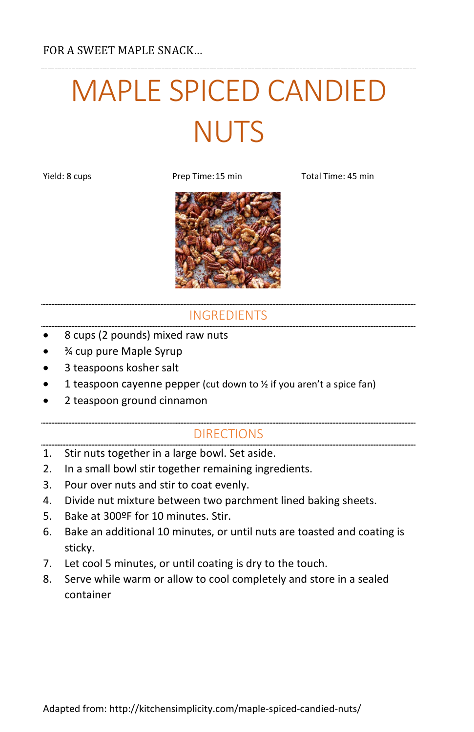FOR A SWEET MAPLE SNACK…

# MAPLE SPICED CANDIED NUTS

Yield: 8 cups | Prep Time: 15 min | Total Time: 45 min

## INGREDIENTS

- 8 cups (2 pounds) mixed raw nuts
- ¾ cup pure Maple Syrup
- 3 teaspoons kosher salt
- 1 teaspoon cayenne pepper (cut down to ½ if you aren't a spice fan)
- 2 teaspoon ground cinnamon

## DIRECTIONS

1. Stir nuts together in a large bowl. Set aside.
2. In a small bowl stir together remaining ingredients.
3. Pour over nuts and stir to coat evenly.
4. Divide nut mixture between two parchment lined baking sheets.
5. Bake at 300ºF for 10 minutes. Stir.
6. Bake an additional 10 minutes, or until nuts are toasted and coating is sticky.
7. Let cool 5 minutes, or until coating is dry to the touch.
8. Serve while warm or allow to cool completely and store in a sealed container

Adapted from: http://kitchensimplicity.com/maple-spiced-candied-nuts/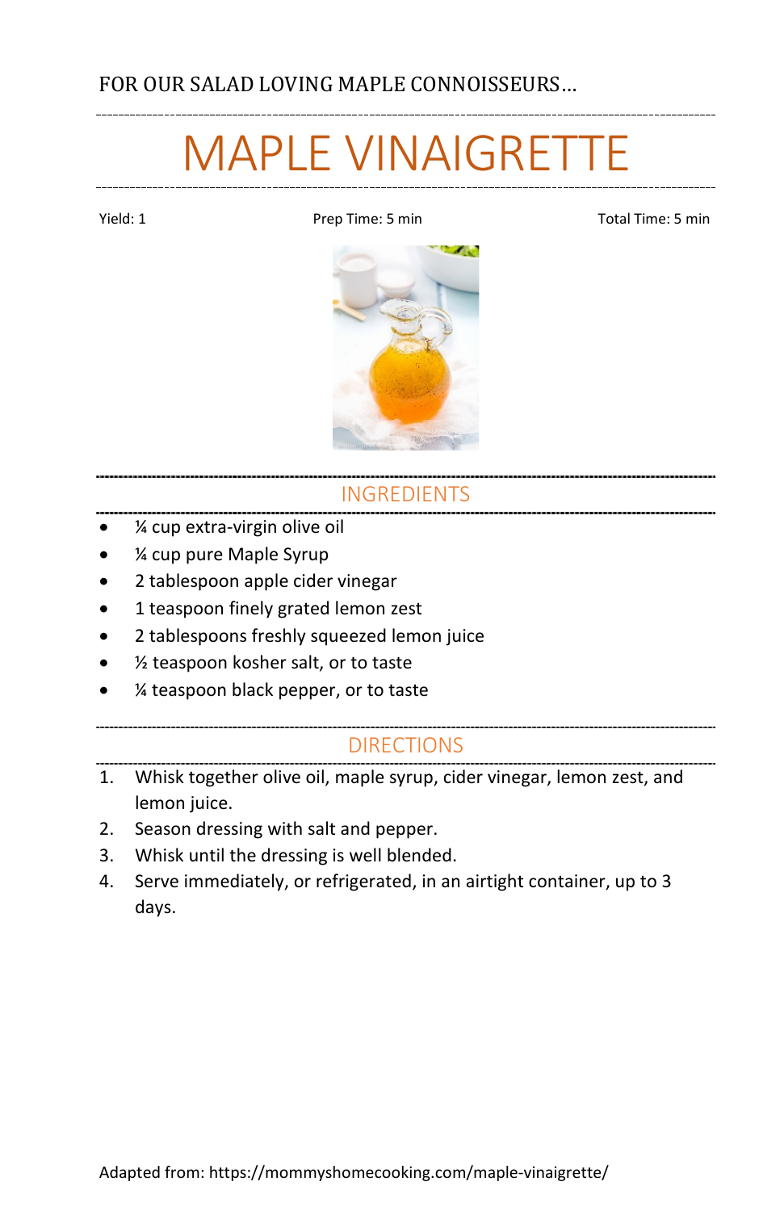FOR OUR SALAD LOVING MAPLE CONNOISSEURS…

# MAPLE VINAIGRETTE

Yield: 1 | Prep Time: 5 min | Total Time: 5 min

## INGREDIENTS

- ¼ cup extra-virgin olive oil
- ¼ cup pure Maple Syrup
- 2 tablespoon apple cider vinegar
- 1 teaspoon finely grated lemon zest
- 2 tablespoons freshly squeezed lemon juice
- ½ teaspoon kosher salt, or to taste
- ¼ teaspoon black pepper, or to taste

## DIRECTIONS

1. Whisk together olive oil, maple syrup, cider vinegar, lemon zest, and lemon juice.
2. Season dressing with salt and pepper.
3. Whisk until the dressing is well blended.
4. Serve immediately, or refrigerated, in an airtight container, up to 3 days.

Adapted from: https://mommyshomecooking.com/maple-vinaigrette/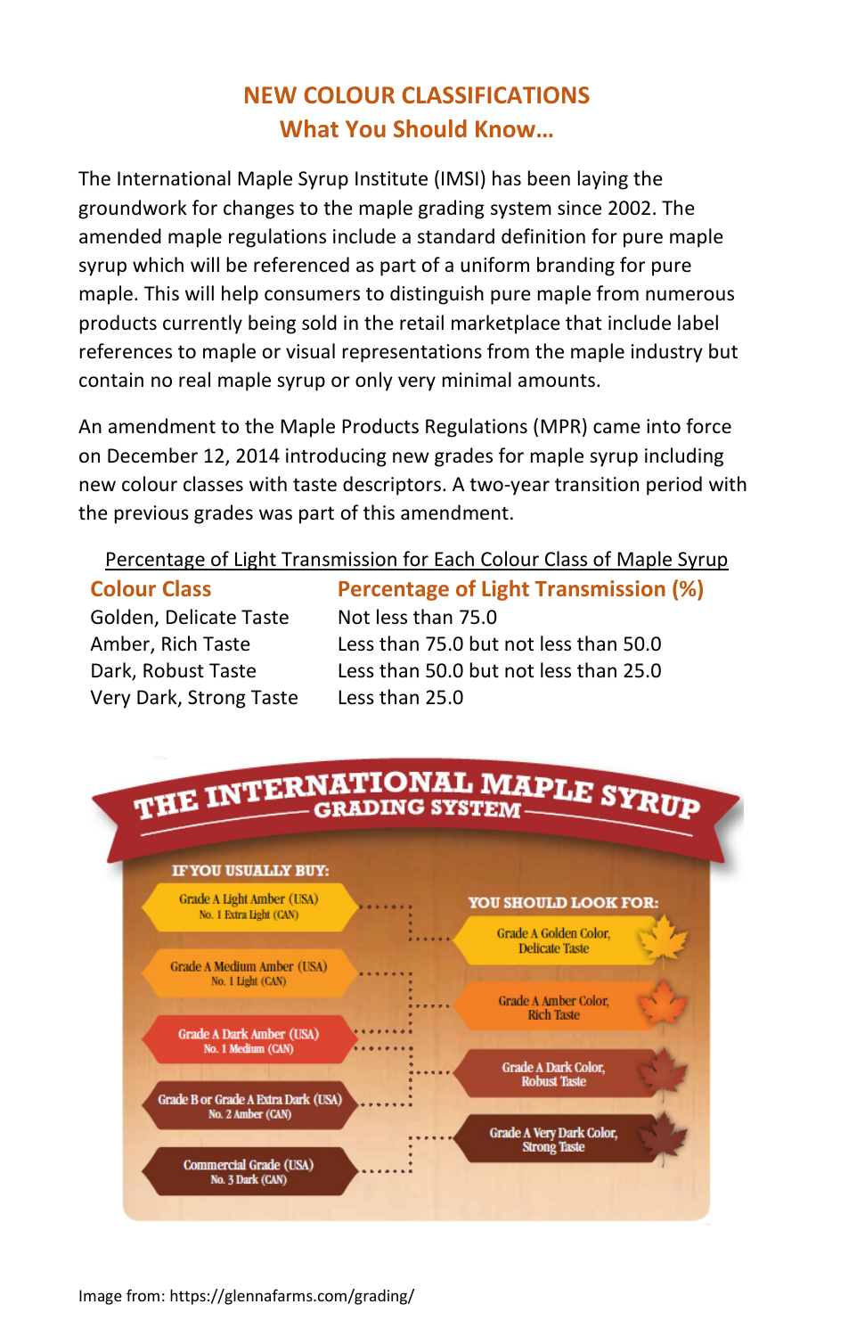## NEW COLOUR CLASSIFICATIONS
## What You Should Know…

The International Maple Syrup Institute (IMSI) has been laying the groundwork for changes to the maple grading system since 2002. The amended maple regulations include a standard definition for pure maple syrup which will be referenced as part of a uniform branding for pure maple. This will help consumers to distinguish pure maple from numerous products currently being sold in the retail marketplace that include label references to maple or visual representations from the maple industry but contain no real maple syrup or only very minimal amounts.

An amendment to the Maple Products Regulations (MPR) came into force on December 12, 2014 introducing new grades for maple syrup including new colour classes with taste descriptors. A two-year transition period with the previous grades was part of this amendment.

Percentage of Light Transmission for Each Colour Class of Maple Syrup

| Colour Class | Percentage of Light Transmission (%) |
|---|---|
| Golden, Delicate Taste | Not less than 75.0 |
| Amber, Rich Taste | Less than 75.0 but not less than 50.0 |
| Dark, Robust Taste | Less than 50.0 but not less than 25.0 |
| Very Dark, Strong Taste | Less than 25.0 |

THE INTERNATIONAL MAPLE SYRUP GRADING SYSTEM

IF YOU USUALLY BUY:

Grade A Light Amber (USA) No. 1 Extra Light (CAN)

Grade A Medium Amber (USA) No. 1 Light (CAN)

Grade A Dark Amber (USA) No. 1 Medium (CAN)

Grade B or Grade A Extra Dark (USA) No. 2 Amber (CAN)

Commercial Grade (USA) No. 3 Dark (CAN)

YOU SHOULD LOOK FOR:

Grade A Golden Color, Delicate Taste

Grade A Amber Color, Rich Taste

Grade A Dark Color, Robust Taste

Grade A Very Dark Color, Strong Taste

Image from: https://glennafarms.com/grading/